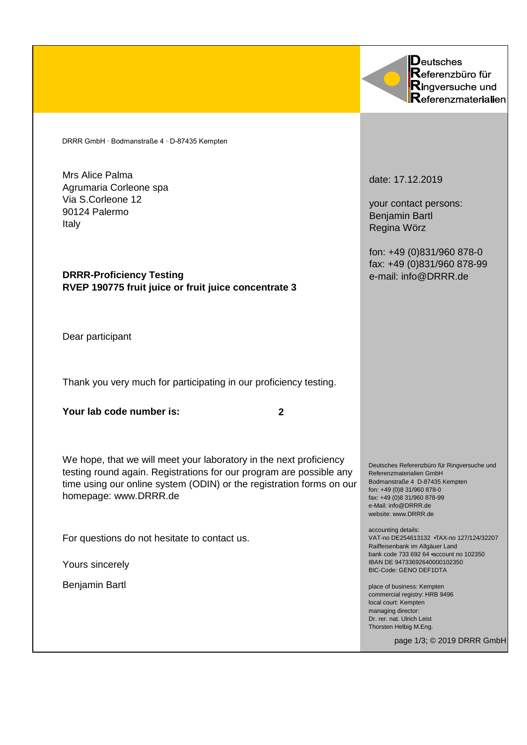Deutsches
Referenzbüro für
Ringversuche und
Referenzmaterialien

DRRR GmbH · Bodmanstraße 4 · D-87435 Kempten

Mrs Alice Palma
Agrumaria Corleone spa
Via S.Corleone 12
90124 Palermo
Italy

date: 17.12.2019

your contact persons:
Benjamin Bartl
Regina Wörz

fon: +49 (0)831/960 878-0
fax: +49 (0)831/960 878-99
e-mail: info@DRRR.de

**DRRR-Proficiency Testing**
**RVEP 190775 fruit juice or fruit juice concentrate 3**

Dear participant

Thank you very much for participating in our proficiency testing.

**Your lab code number is: 2**

We hope, that we will meet your laboratory in the next proficiency testing round again. Registrations for our program are possible any time using our online system (ODIN) or the registration forms on our homepage: www.DRRR.de

For questions do not hesitate to contact us.

Yours sincerely

Benjamin Bartl

Deutsches Referenzbüro für Ringversuche und Referenzmaterialien GmbH
Bodmanstraße 4 D-87435 Kempten
fon: +49 (0)8 31/960 878-0
fax: +49 (0)8 31/960 878-99
e-Mail: info@DRRR.de
website: www.DRRR.de

accounting details:
VAT-no DE254613132 •TAX-no 127/124/32207
Raiffeisenbank im Allgäuer Land
bank code 733 692 64 •account no 102350
IBAN DE 94733692640000102350
BIC-Code: GENO DEF1DTA

place of business: Kempten
commercial registry: HRB 9496
local court: Kempten
managing director:
Dr. rer. nat. Ulrich Leist
Thorsten Helbig M.Eng.

© 2019 DRRR GmbH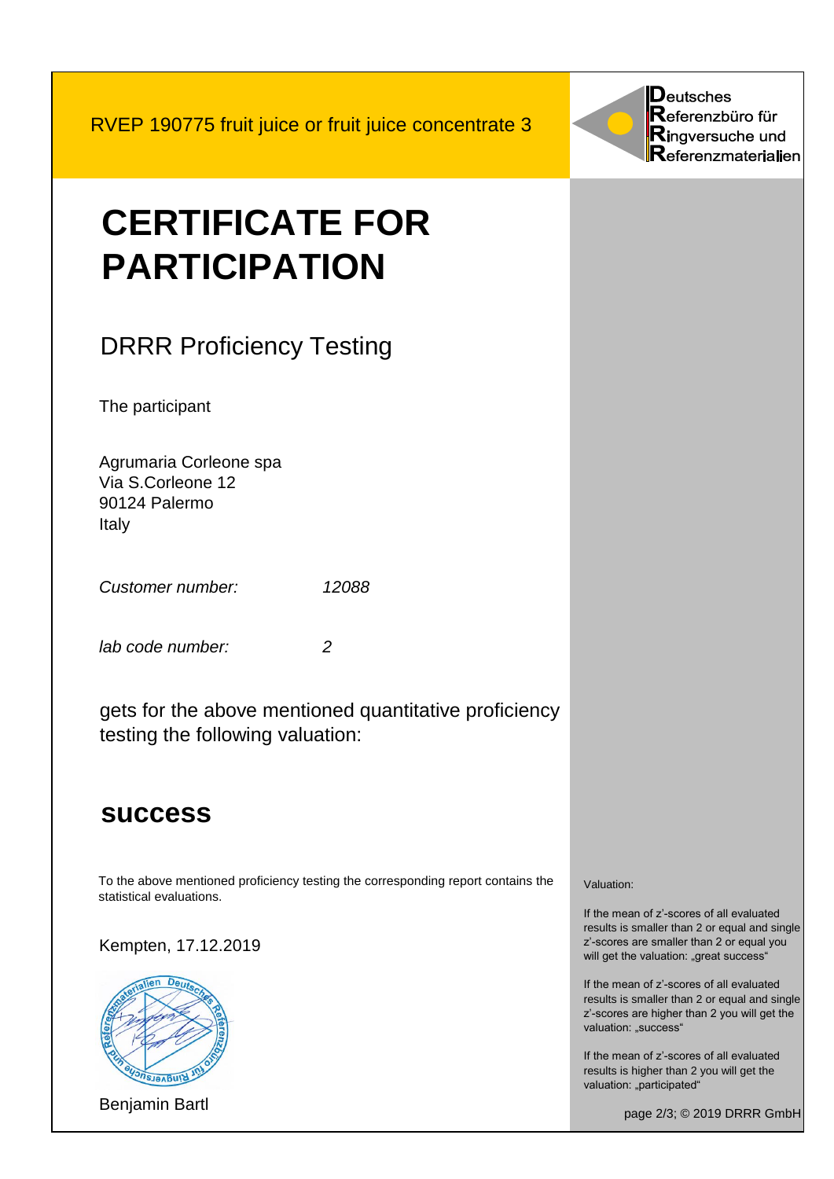RVEP 190775 fruit juice or fruit juice concentrate 3

**Deutsches Referenzbüro für Ringversuche und Referenzmaterialien**

# CERTIFICATE FOR PARTICIPATION

## DRRR Proficiency Testing

The participant

Agrumaria Corleone spa
Via S.Corleone 12
90124 Palermo
Italy

| *Customer number:* | *12088* |
|---|---|
| *lab code number:* | *2* |

gets for the above mentioned quantitative proficiency testing the following valuation:

## success

To the above mentioned proficiency testing the corresponding report contains the statistical evaluations.

Kempten, 17.12.2019

Benjamin Bartl

Valuation:

If the mean of z'-scores of all evaluated results is smaller than 2 or equal and single z'-scores are smaller than 2 or equal you will get the valuation: „great success"

If the mean of z'-scores of all evaluated results is smaller than 2 or equal and single z'-scores are higher than 2 you will get the valuation: „success"

If the mean of z'-scores of all evaluated results is higher than 2 you will get the valuation: „participated"

© 2019 DRRR GmbH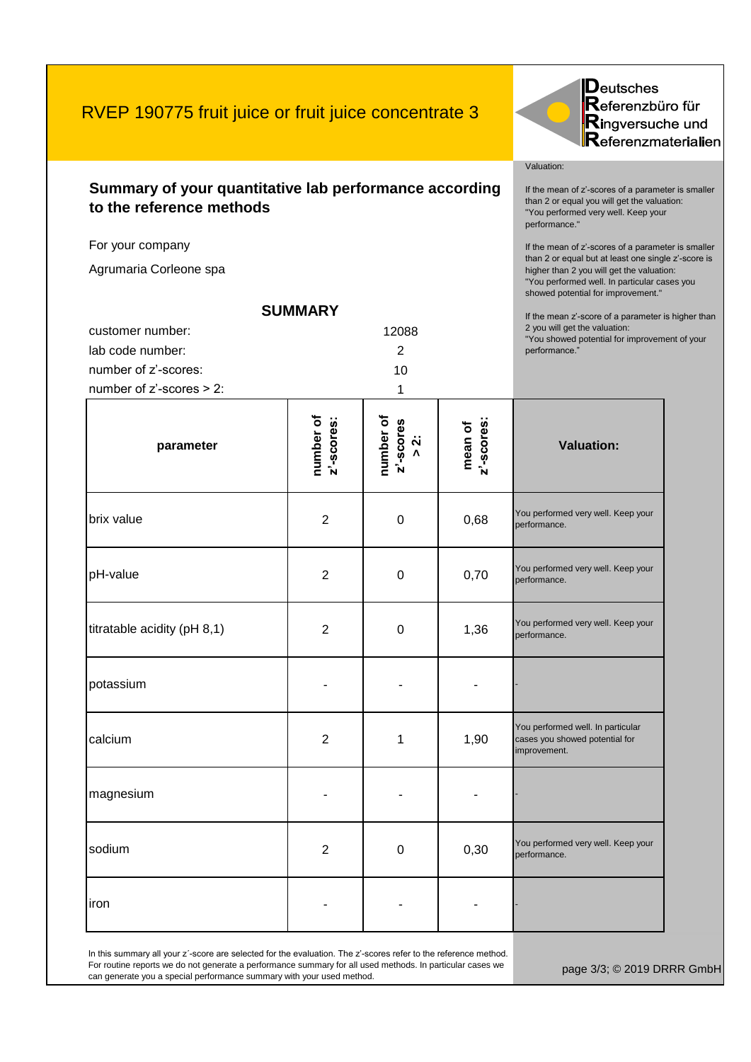# RVEP 190775 fruit juice or fruit juice concentrate 3

Deutsches Referenzbüro für Ringversuche und Referenzmaterialien

## Summary of your quantitative lab performance according to the reference methods

For your company

Agrumaria Corleone spa

Valuation:

If the mean of z'-scores of a parameter is smaller than 2 or equal you will get the valuation: "You performed very well. Keep your performance."

If the mean of z'-scores of a parameter is smaller than 2 or equal but at least one single z'-score is higher than 2 you will get the valuation: "You performed well. In particular cases you showed potential for improvement."

If the mean z'-score of a parameter is higher than 2 you will get the valuation: "You showed potential for improvement of your performance."

### SUMMARY

| | |
|---|---|
| customer number: | 12088 |
| lab code number: | 2 |
| number of z'-scores: | 10 |
| number of z'-scores > 2: | 1 |

| parameter | number of z'-scores: | number of z'-scores > 2: | mean of z'-scores: | Valuation: |
|---|---|---|---|---|
| brix value | 2 | 0 | 0,68 | You performed very well. Keep your performance. |
| pH-value | 2 | 0 | 0,70 | You performed very well. Keep your performance. |
| titratable acidity (pH 8,1) | 2 | 0 | 1,36 | You performed very well. Keep your performance. |
| potassium | - | - | - | - |
| calcium | 2 | 1 | 1,90 | You performed well. In particular cases you showed potential for improvement. |
| magnesium | - | - | - | - |
| sodium | 2 | 0 | 0,30 | You performed very well. Keep your performance. |
| iron | - | - | - | - |

In this summary all your z´-score are selected for the evaluation. The z'-scores refer to the reference method. For routine reports we do not generate a performance summary for all used methods. In particular cases we can generate you a special performance summary with your used method.

© 2019 DRRR GmbH